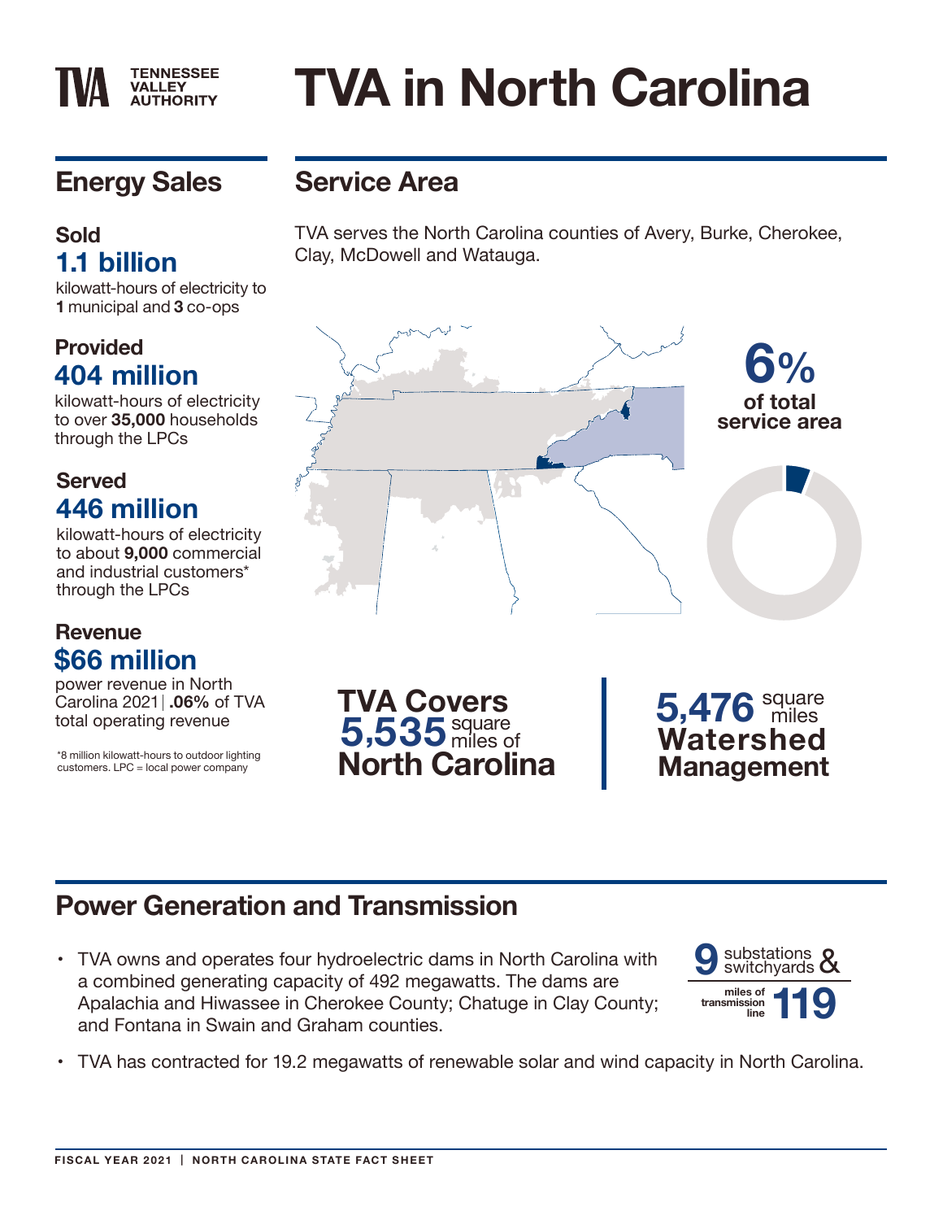# TVA in North Carolina

TENNESSEE VALLEY AUTHORITY

## Energy Sales

### Sold

**1.1 billion**

kilowatt-hours of electricity to **1** municipal and **3** co-ops

### Provided

**404 million**

kilowatt-hours of electricity to over **35,000** households through the LPCs

### Served

**446 million**

kilowatt-hours of electricity to about **9,000** commercial and industrial customers* through the LPCs

### Revenue

**$66 million**

power revenue in North Carolina 2021 | **.06%** of TVA total operating revenue

*8 million kilowatt-hours to outdoor lighting customers. LPC = local power company

## Service Area

TVA serves the North Carolina counties of Avery, Burke, Cherokee, Clay, McDowell and Watauga.

**6%** of total service area

**TVA Covers 5,535** square miles of **North Carolina**

**5,476** square miles **Watershed Management**

## Power Generation and Transmission

- TVA owns and operates four hydroelectric dams in North Carolina with a combined generating capacity of 492 megawatts. The dams are Apalachia and Hiwassee in Cherokee County; Chatuge in Clay County; and Fontana in Swain and Graham counties.
- TVA has contracted for 19.2 megawatts of renewable solar and wind capacity in North Carolina.

**9** substations & switchyards

**119** miles of transmission line

FISCAL YEAR 2021 | NORTH CAROLINA STATE FACT SHEET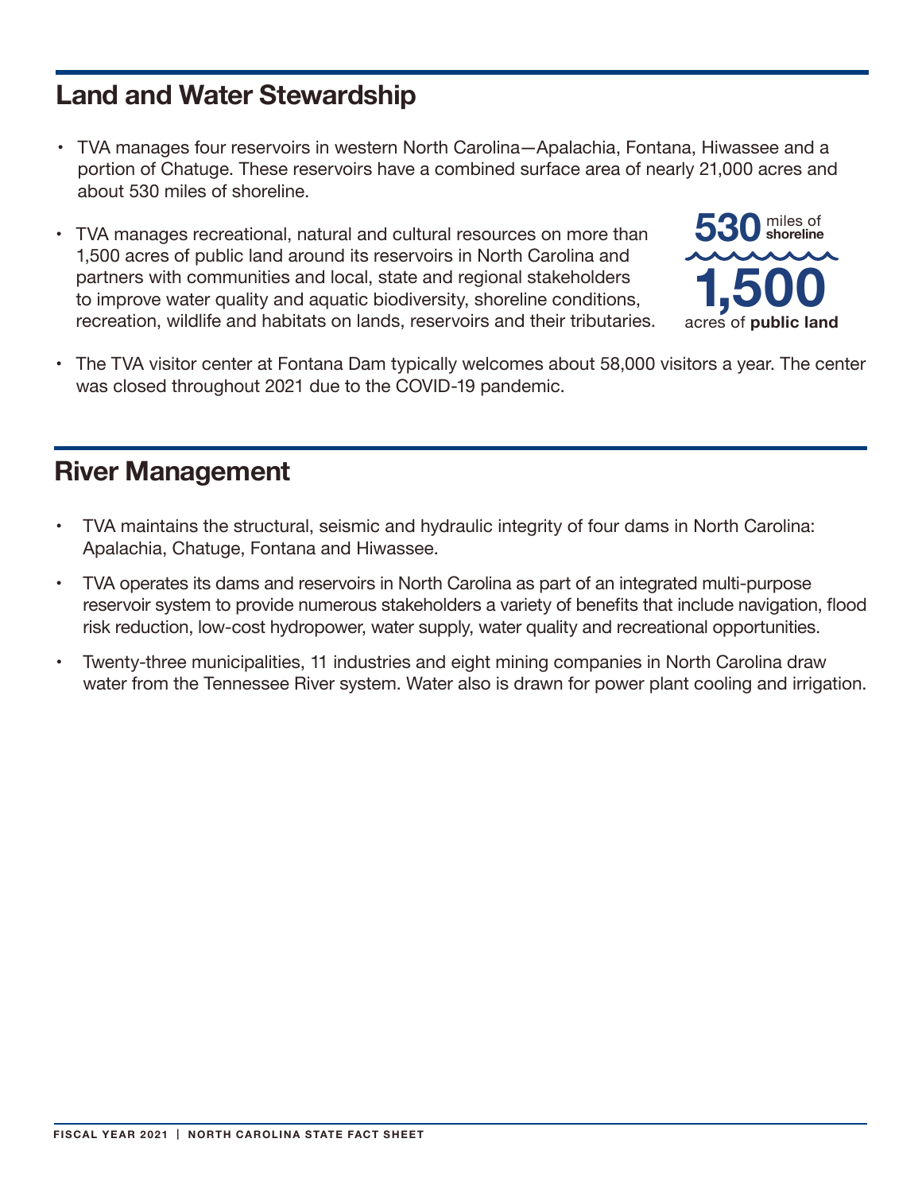## Land and Water Stewardship

- TVA manages four reservoirs in western North Carolina—Apalachia, Fontana, Hiwassee and a portion of Chatuge. These reservoirs have a combined surface area of nearly 21,000 acres and about 530 miles of shoreline.
- TVA manages recreational, natural and cultural resources on more than 1,500 acres of public land around its reservoirs in North Carolina and partners with communities and local, state and regional stakeholders to improve water quality and aquatic biodiversity, shoreline conditions, recreation, wildlife and habitats on lands, reservoirs and their tributaries.

**530** miles of **shoreline**

**1,500** acres of **public land**

- The TVA visitor center at Fontana Dam typically welcomes about 58,000 visitors a year. The center was closed throughout 2021 due to the COVID-19 pandemic.

## River Management

- TVA maintains the structural, seismic and hydraulic integrity of four dams in North Carolina: Apalachia, Chatuge, Fontana and Hiwassee.
- TVA operates its dams and reservoirs in North Carolina as part of an integrated multi-purpose reservoir system to provide numerous stakeholders a variety of benefits that include navigation, flood risk reduction, low-cost hydropower, water supply, water quality and recreational opportunities.
- Twenty-three municipalities, 11 industries and eight mining companies in North Carolina draw water from the Tennessee River system. Water also is drawn for power plant cooling and irrigation.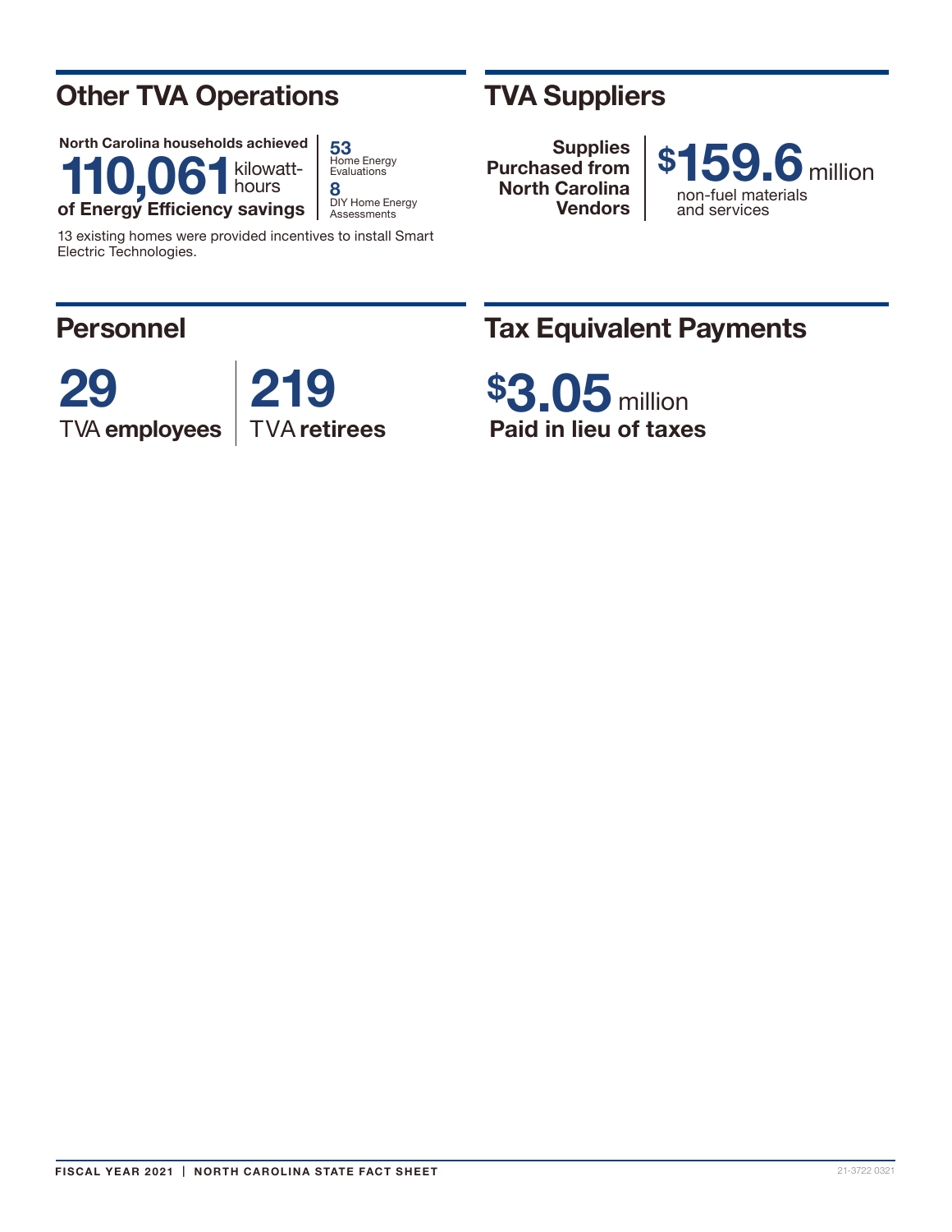## Other TVA Operations

**North Carolina households achieved**
**110,061** kilowatt-hours
**of Energy Efficiency savings**

**53** Home Energy Evaluations

**8** DIY Home Energy Assessments

13 existing homes were provided incentives to install Smart Electric Technologies.

## TVA Suppliers

**Supplies Purchased from North Carolina Vendors**

**$159.6** million
non-fuel materials and services

## Personnel

**29**
TVA **employees**

**219**
TVA **retirees**

## Tax Equivalent Payments

**$3.05** million
**Paid in lieu of taxes**

**FISCAL YEAR 2021 | NORTH CAROLINA STATE FACT SHEET**

21-3722 0321